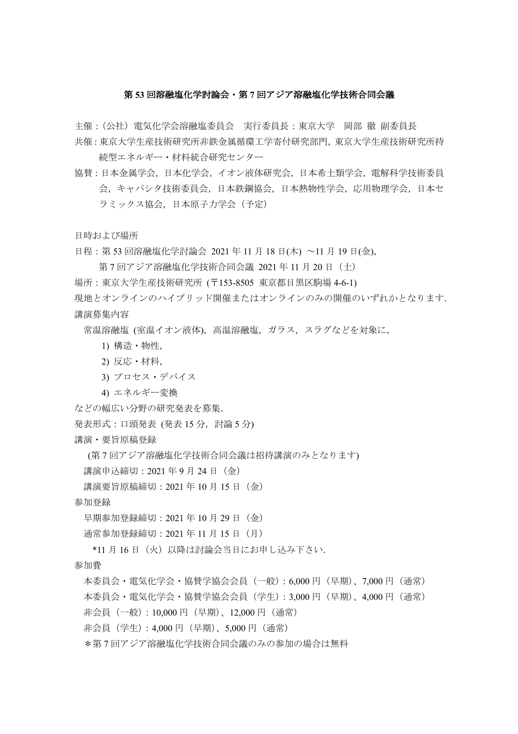# 第 53 回溶融塩化学討論会・第 7 回アジア溶融塩化学技術合同会議

主催：（公社）電気化学会溶融塩委員会　実行委員長：東京大学　岡部 徹 副委員長

共催：東京大学生産技術研究所非鉄金属循環工学寄付研究部門，東京大学生産技術研究所持続型エネルギー・材料統合研究センター

協賛：日本金属学会，日本化学会，イオン液体研究会，日本希土類学会，電解科学技術委員会，キャパシタ技術委員会，日本鉄鋼協会，日本熱物性学会，応用物理学会，日本セラミックス協会，日本原子力学会（予定）

日時および場所

日程：第 53 回溶融塩化学討論会 2021 年 11 月 18 日(木) ～11 月 19 日(金),

　　第 7 回アジア溶融塩化学技術合同会議 2021 年 11 月 20 日（土）

場所：東京大学生産技術研究所 (〒153-8505 東京都目黒区駒場 4-6-1)

現地とオンラインのハイブリッド開催またはオンラインのみの開催のいずれかとなります.

講演募集内容

常温溶融塩 (室温イオン液体)，高温溶融塩，ガラス，スラグなどを対象に,

1) 構造・物性,
2) 反応・材料,
3) プロセス・デバイス
4) エネルギー変換

などの幅広い分野の研究発表を募集.

発表形式：口頭発表 (発表 15 分，討論 5 分)

講演・要旨原稿登録

(第 7 回アジア溶融塩化学技術合同会議は招待講演のみとなります)

講演申込締切：2021 年 9 月 24 日（金）

講演要旨原稿締切：2021 年 10 月 15 日（金）

参加登録

早期参加登録締切：2021 年 10 月 29 日（金）

通常参加登録締切：2021 年 11 月 15 日（月）

*11 月 16 日（火）以降は討論会当日にお申し込み下さい.

参加費

本委員会・電気化学会・協賛学協会会員（一般）: 6,000 円（早期）、7,000 円（通常）

本委員会・電気化学会・協賛学協会会員（学生）: 3,000 円（早期）、4,000 円（通常）

非会員（一般）: 10,000 円（早期）、12,000 円（通常）

非会員（学生）: 4,000 円（早期）、5,000 円（通常）

＊第 7 回アジア溶融塩化学技術合同会議のみの参加の場合は無料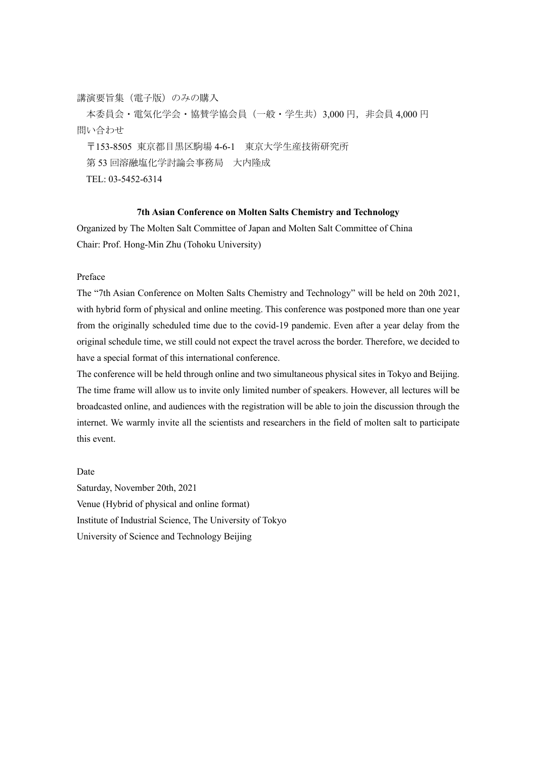講演要旨集（電子版）のみの購入

本委員会・電気化学会・協賛学協会員（一般・学生共）3,000 円，非会員 4,000 円

問い合わせ

〒153-8505 東京都目黒区駒場 4-6-1　東京大学生産技術研究所

第 53 回溶融塩化学討論会事務局　大内隆成

TEL: 03-5452-6314

**7th Asian Conference on Molten Salts Chemistry and Technology**

Organized by The Molten Salt Committee of Japan and Molten Salt Committee of China

Chair: Prof. Hong-Min Zhu (Tohoku University)

Preface

The "7th Asian Conference on Molten Salts Chemistry and Technology" will be held on 20th 2021, with hybrid form of physical and online meeting. This conference was postponed more than one year from the originally scheduled time due to the covid-19 pandemic. Even after a year delay from the original schedule time, we still could not expect the travel across the border. Therefore, we decided to have a special format of this international conference.

The conference will be held through online and two simultaneous physical sites in Tokyo and Beijing. The time frame will allow us to invite only limited number of speakers. However, all lectures will be broadcasted online, and audiences with the registration will be able to join the discussion through the internet. We warmly invite all the scientists and researchers in the field of molten salt to participate this event.

Date

Saturday, November 20th, 2021

Venue (Hybrid of physical and online format)

Institute of Industrial Science, The University of Tokyo

University of Science and Technology Beijing